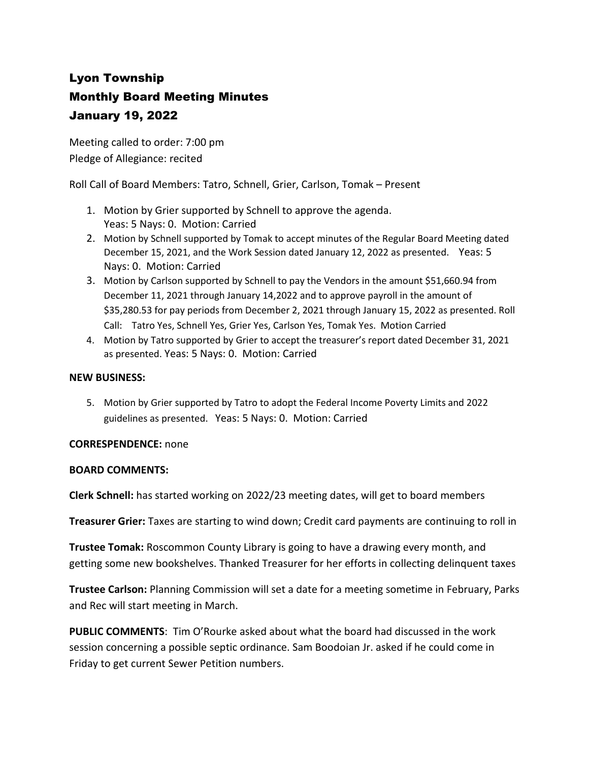# Lyon Township
# Monthly Board Meeting Minutes
# January 19, 2022

Meeting called to order: 7:00 pm
Pledge of Allegiance: recited

Roll Call of Board Members: Tatro, Schnell, Grier, Carlson, Tomak – Present

1. Motion by Grier supported by Schnell to approve the agenda. Yeas: 5 Nays: 0. Motion: Carried
2. Motion by Schnell supported by Tomak to accept minutes of the Regular Board Meeting dated December 15, 2021, and the Work Session dated January 12, 2022 as presented. Yeas: 5 Nays: 0. Motion: Carried
3. Motion by Carlson supported by Schnell to pay the Vendors in the amount $51,660.94 from December 11, 2021 through January 14,2022 and to approve payroll in the amount of $35,280.53 for pay periods from December 2, 2021 through January 15, 2022 as presented. Roll Call: Tatro Yes, Schnell Yes, Grier Yes, Carlson Yes, Tomak Yes. Motion Carried
4. Motion by Tatro supported by Grier to accept the treasurer's report dated December 31, 2021 as presented. Yeas: 5 Nays: 0. Motion: Carried

**NEW BUSINESS:**

5. Motion by Grier supported by Tatro to adopt the Federal Income Poverty Limits and 2022 guidelines as presented. Yeas: 5 Nays: 0. Motion: Carried

**CORRESPENDENCE:** none

**BOARD COMMENTS:**

**Clerk Schnell:** has started working on 2022/23 meeting dates, will get to board members

**Treasurer Grier:** Taxes are starting to wind down; Credit card payments are continuing to roll in

**Trustee Tomak:** Roscommon County Library is going to have a drawing every month, and getting some new bookshelves. Thanked Treasurer for her efforts in collecting delinquent taxes

**Trustee Carlson:** Planning Commission will set a date for a meeting sometime in February, Parks and Rec will start meeting in March.

**PUBLIC COMMENTS**: Tim O'Rourke asked about what the board had discussed in the work session concerning a possible septic ordinance. Sam Boodoian Jr. asked if he could come in Friday to get current Sewer Petition numbers.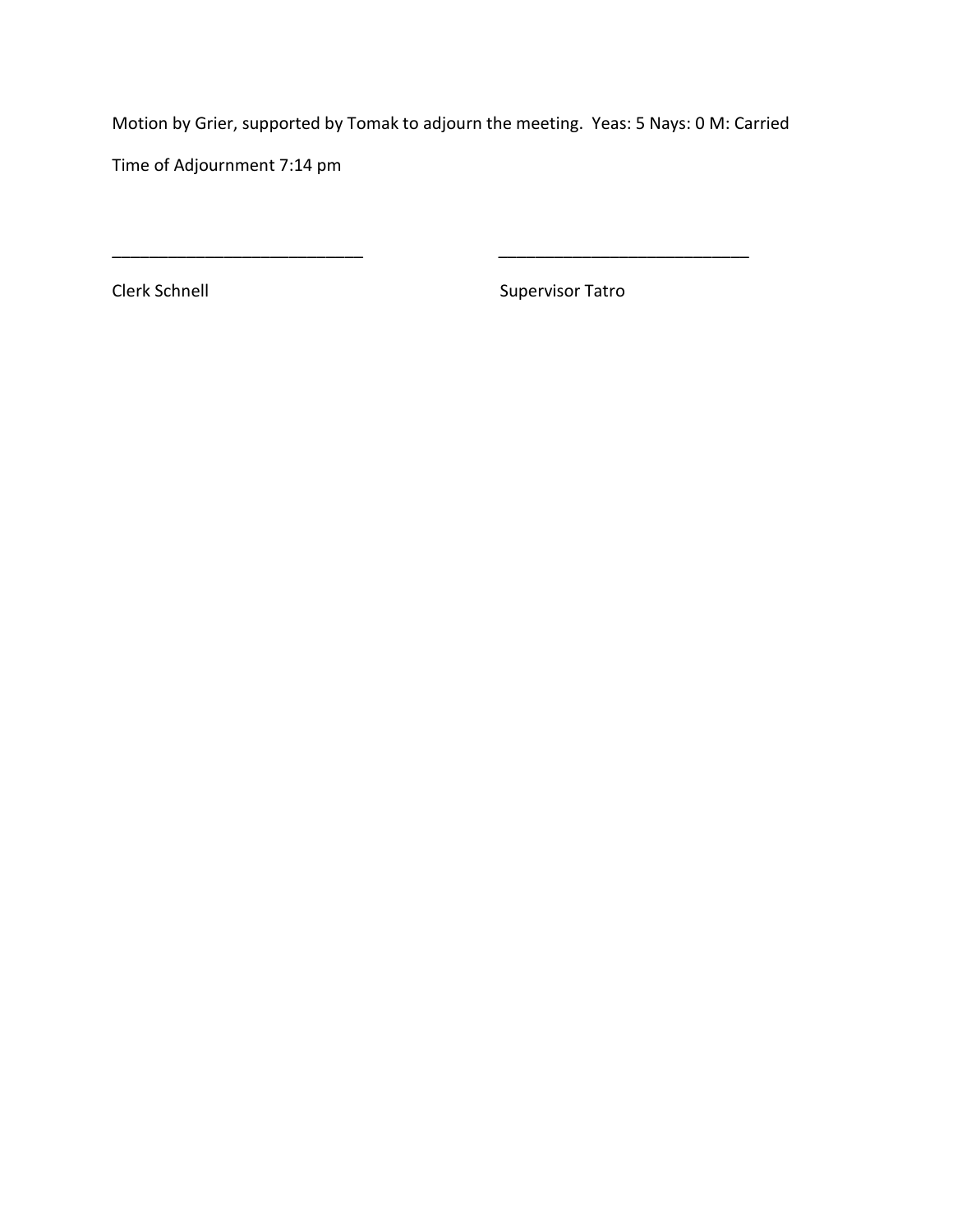Motion by Grier, supported by Tomak to adjourn the meeting. Yeas: 5 Nays: 0 M: Carried

Time of Adjournment 7:14 pm

| | |
|---|---|
| ___________________________ | ___________________________ |
| Clerk Schnell | Supervisor Tatro |